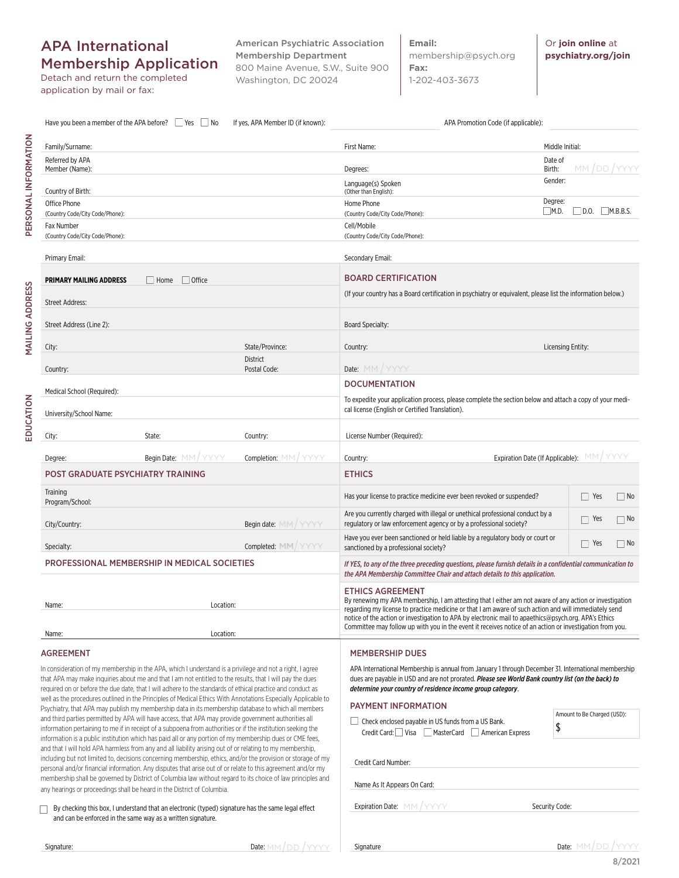# APA International Membership Application

Detach and return the completed application by mail or fax:

**American Psychiatric Association Membership Department**
800 Maine Avenue, S.W., Suite 900
Washington, DC 20024

**Email:** membership@psych.org
**Fax:** 1-202-403-3673

Or **join online** at **psychiatry.org/join**

Have you been a member of the APA before? ☐ Yes ☐ No    If yes, APA Member ID (if known):    APA Promotion Code (if applicable):

## PERSONAL INFORMATION

| | | |
|---|---|---|
| Family/Surname: | First Name: | Middle Initial: |
| Referred by APA Member (Name): | Degrees: | Date of Birth: MM / DD / YYYY |
| Country of Birth: | Language(s) Spoken (Other than English): | Gender: |
| Office Phone (Country Code/City Code/Phone): | Home Phone (Country Code/City Code/Phone): | Degree: ☐ M.D. ☐ D.O. ☐ M.B.B.S. |
| Fax Number (Country Code/City Code/Phone): | Cell/Mobile (Country Code/City Code/Phone): | |
| Primary Email: | Secondary Email: | |

## MAILING ADDRESS

**PRIMARY MAILING ADDRESS** ☐ Home ☐ Office

| | |
|---|---|
| Street Address: | |
| Street Address (Line 2): | |
| City: | State/Province: |
| Country: | District Postal Code: |

## BOARD CERTIFICATION

(If your country has a Board certification in psychiatry or equivalent, please list the information below.)

| | |
|---|---|
| Board Specialty: | |
| Country: | Licensing Entity: |
| Date: MM / YYYY | |

## EDUCATION

| | | |
|---|---|---|
| Medical School (Required): | | |
| University/School Name: | | |
| City: | State: | Country: |
| Degree: | Begin Date: MM / YYYY | Completion: MM / YYYY |

## DOCUMENTATION

To expedite your application process, please complete the section below and attach a copy of your medical license (English or Certified Translation).

| | |
|---|---|
| License Number (Required): | |
| Country: | Expiration Date (If Applicable): MM / YYYY |

## POST GRADUATE PSYCHIATRY TRAINING

| | |
|---|---|
| Training Program/School: | |
| City/Country: | Begin date: MM / YYYY |
| Specialty: | Completed: MM / YYYY |

## ETHICS

| | | |
|---|---|---|
| Has your license to practice medicine ever been revoked or suspended? | ☐ Yes | ☐ No |
| Are you currently charged with illegal or unethical professional conduct by a regulatory or law enforcement agency or by a professional society? | ☐ Yes | ☐ No |
| Have you ever been sanctioned or held liable by a regulatory body or court or sanctioned by a professional society? | ☐ Yes | ☐ No |

*If YES, to any of the three preceding questions, please furnish details in a confidential communication to the APA Membership Committee Chair and attach details to this application.*

## PROFESSIONAL MEMBERSHIP IN MEDICAL SOCIETIES

| | |
|---|---|
| Name: | Location: |
| Name: | Location: |

## ETHICS AGREEMENT

By renewing my APA membership, I am attesting that I either am not aware of any action or investigation regarding my license to practice medicine or that I am aware of such action and will immediately send notice of the action or investigation to APA by electronic mail to apaethics@psych.org. APA's Ethics Committee may follow up with you in the event it receives notice of an action or investigation from you.

## AGREEMENT

In consideration of my membership in the APA, which I understand is a privilege and not a right, I agree that APA may make inquiries about me and that I am not entitled to the results, that I will pay the dues required on or before the due date, that I will adhere to the standards of ethical practice and conduct as well as the procedures outlined in the Principles of Medical Ethics With Annotations Especially Applicable to Psychiatry, that APA may publish my membership data in its membership database to which all members and third parties permitted by APA will have access, that APA may provide government authorities all information pertaining to me if in receipt of a subpoena from authorities or if the institution seeking the information is a public institution which has paid all or any portion of my membership dues or CME fees, and that I will hold APA harmless from any and all liability arising out of or relating to my membership, including but not limited to, decisions concerning membership, ethics, and/or the provision or storage of my personal and/or financial information. Any disputes that arise out of or relate to this agreement and/or my membership shall be governed by District of Columbia law without regard to its choice of law principles and any hearings or proceedings shall be heard in the District of Columbia.

☐ By checking this box, I understand that an electronic (typed) signature has the same legal effect and can be enforced in the same way as a written signature.

Signature:    Date: MM / DD / YYYY

## MEMBERSHIP DUES

APA International Membership is annual from January 1 through December 31. International membership dues are payable in USD and are not prorated. ***Please see World Bank country list (on the back) to determine your country of residence income group category***.

## PAYMENT INFORMATION

☐ Check enclosed payable in US funds from a US Bank.
Credit Card: ☐ Visa ☐ MasterCard ☐ American Express

Amount to Be Charged (USD): $

Credit Card Number:

Name As It Appears On Card:

Expiration Date: MM / YYYY    Security Code:

Signature    Date: MM / DD / YYYY

8/2021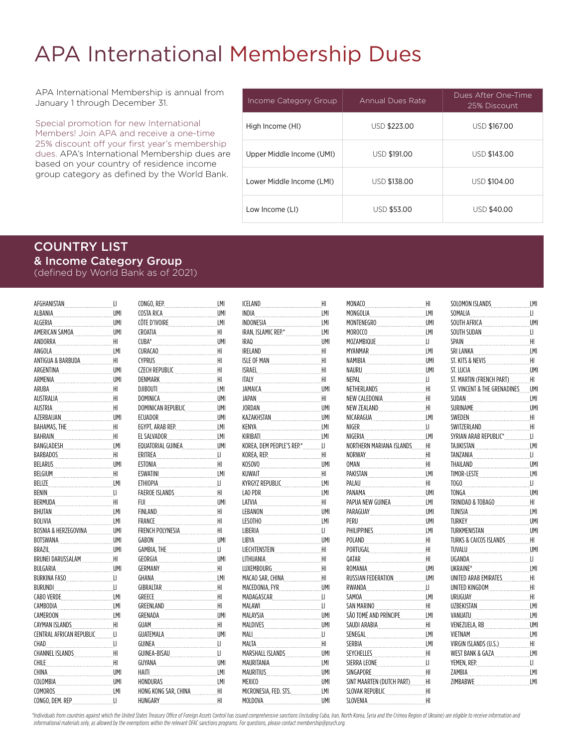# APA International Membership Dues

APA International Membership is annual from January 1 through December 31.

Special promotion for new International Members! Join APA and receive a one-time 25% discount off your first year's membership dues. APA's International Membership dues are based on your country of residence income group category as defined by the World Bank.

| Income Category Group | Annual Dues Rate | Dues After One-Time 25% Discount |
| --- | --- | --- |
| High Income (HI) | USD $223.00 | USD $167.00 |
| Upper Middle Income (UMI) | USD $191.00 | USD $143.00 |
| Lower Middle Income (LMI) | USD $138.00 | USD $104.00 |
| Low Income (LI) | USD $53.00 | USD $40.00 |

## COUNTRY LIST
### & Income Category Group
(defined by World Bank as of 2021)

| Country | Group |
| --- | --- |
| AFGHANISTAN | LI |
| ALBANIA | UMI |
| ALGERIA | UMI |
| AMERICAN SAMOA | UMI |
| ANDORRA | HI |
| ANGOLA | LMI |
| ANTIGUA & BARBUDA | HI |
| ARGENTINA | UMI |
| ARMENIA | UMI |
| ARUBA | HI |
| AUSTRALIA | HI |
| AUSTRIA | HI |
| AZERBAIJAN | UMI |
| BAHAMAS, THE | HI |
| BAHRAIN | HI |
| BANGLADESH | LMI |
| BARBADOS | HI |
| BELARUS | UMI |
| BELGIUM | HI |
| BELIZE | LMI |
| BENIN | LI |
| BERMUDA | HI |
| BHUTAN | LMI |
| BOLIVIA | LMI |
| BOSNIA & HERZEGOVINA | UMI |
| BOTSWANA | UMI |
| BRAZIL | UMI |
| BRUNEI DARUSSALAM | HI |
| BULGARIA | UMI |
| BURKINA FASO | LI |
| BURUNDI | LI |
| CABO VERDE | LMI |
| CAMBODIA | LMI |
| CAMEROON | LMI |
| CAYMAN ISLANDS | HI |
| CENTRAL AFRICAN REPUBLIC | LI |
| CHAD | LI |
| CHANNEL ISLANDS | HI |
| CHILE | HI |
| CHINA | UMI |
| COLOMBIA | UMI |
| COMOROS | LMI |
| CONGO, DEM. REP | LI |
| CONGO, REP. | LMI |
| COSTA RICA | UMI |
| CÔTE D'IVOIRE | LMI |
| CROATIA | HI |
| CUBA* | UMI |
| CURACAO | HI |
| CYPRUS | HI |
| CZECH REPUBLIC | HI |
| DENMARK | HI |
| DJIBOUTI | LMI |
| DOMINICA | UMI |
| DOMINICAN REPUBLIC | UMI |
| ECUADOR | UMI |
| EGYPT, ARAB REP. | LMI |
| EL SALVADOR | LMI |
| EQUATORIAL GUINEA | UMI |
| ERITREA | LI |
| ESTONIA | HI |
| ESWATINI | LMI |
| ETHIOPIA | LI |
| FAEROE ISLANDS | HI |
| FIJI | UMI |
| FINLAND | HI |
| FRANCE | HI |
| FRENCH POLYNESIA | HI |
| GABON | UMI |
| GAMBIA, THE | LI |
| GEORGIA | UMI |
| GERMANY | HI |
| GHANA | LMI |
| GIBRALTAR | HI |
| GREECE | HI |
| GREENLAND | HI |
| GRENADA | UMI |
| GUAM | HI |
| GUATEMALA | UMI |
| GUINEA | LI |
| GUINEA-BISAU | LI |
| GUYANA | UMI |
| HAITI | LMI |
| HONDURAS | LMI |
| HONG KONG SAR, CHINA | HI |
| HUNGARY | HI |
| ICELAND | HI |
| INDIA | LMI |
| INDONESIA | LMI |
| IRAN, ISLAMIC REP.* | LMI |
| IRAQ | UMI |
| IRELAND | HI |
| ISLE OF MAN | HI |
| ISRAEL | HI |
| ITALY | HI |
| JAMAICA | UMI |
| JAPAN | HI |
| JORDAN | UMI |
| KAZAKHSTAN | UMI |
| KENYA | LMI |
| KIRIBATI | LMI |
| KOREA, DEM PEOPLE'S REP.* | LI |
| KOREA, REP. | HI |
| KOSOVO | UMI |
| KUWAIT | HI |
| KYRGYZ REPUBLIC | LMI |
| LAO PDR | LMI |
| LATVIA | HI |
| LEBANON | UMI |
| LESOTHO | LMI |
| LIBERIA | LI |
| LIBYA | UMI |
| LIECHTENSTEIN | HI |
| LITHUANIA | HI |
| LUXEMBOURG | HI |
| MACAO SAR, CHINA | HI |
| MACEDONIA, FYR | UMI |
| MADAGASCAR | LI |
| MALAWI | LI |
| MALAYSIA | UMI |
| MALDIVES | UMI |
| MALI | LI |
| MALTA | HI |
| MARSHALL ISLANDS | UMI |
| MAURITANIA | LMI |
| MAURITIUS | UMI |
| MEXICO | UMI |
| MICRONESIA, FED. STS. | LMI |
| MOLDOVA | UMI |
| MONACO | HI |
| MONGOLIA | LMI |
| MONTENEGRO | UMI |
| MOROCCO | LMI |
| MOZAMBIQUE | LI |
| MYANMAR | LMI |
| NAMIBIA | UMI |
| NAURU | UMI |
| NEPAL | LI |
| NETHERLANDS | HI |
| NEW CALEDONIA | HI |
| NEW ZEALAND | HI |
| NICARAGUA | LMI |
| NIGER | LI |
| NIGERIA | LMI |
| NORTHERN MARIANA ISLANDS | HI |
| NORWAY | HI |
| OMAN | HI |
| PAKISTAN | LMI |
| PALAU | HI |
| PANAMA | UMI |
| PAPUA NEW GUINEA | LMI |
| PARAGUAY | UMI |
| PERU | UMI |
| PHILIPPINES | LMI |
| POLAND | HI |
| PORTUGAL | HI |
| QATAR | HI |
| ROMANIA | UMI |
| RUSSIAN FEDERATION | UMI |
| RWANDA | LI |
| SAMOA | LMI |
| SAN MARINO | HI |
| SÃO TOMÉ AND PRÍNCIPE | LMI |
| SAUDI ARABIA | HI |
| SENEGAL | LMI |
| SERBIA | LMI |
| SEYCHELLES | HI |
| SIERRA LEONE | LI |
| SINGAPORE | HI |
| SINT MAARTEN (DUTCH PART) | HI |
| SLOVAK REPUBLIC | HI |
| SLOVENIA | HI |
| SOLOMON ISLANDS | LMI |
| SOMALIA | LI |
| SOUTH AFRICA | UMI |
| SOUTH SUDAN | LI |
| SPAIN | HI |
| SRI LANKA | LMI |
| ST. KITS & NEVIS | HI |
| ST. LUCIA | UMI |
| ST. MARTIN (FRENCH PART) | HI |
| ST. VINCENT & THE GRENADINES | UMI |
| SUDAN | LMI |
| SURINAME | UMI |
| SWEDEN | HI |
| SWITZERLAND | HI |
| SYRIAN ARAB REPUBLIC* | LI |
| TAJIKISTAN | LMI |
| TANZANIA | LI |
| THAILAND | UMI |
| TIMOR-LESTE | LMI |
| TOGO | LI |
| TONGA | UMI |
| TRINIDAD & TOBAGO | HI |
| TUNISIA | LMI |
| TURKEY | UMI |
| TURKMENISTAN | UMI |
| TURKS & CAICOS ISLANDS | HI |
| TUVALU | UMI |
| UGANDA | LI |
| UKRAINE* | LMI |
| UNITED ARAB EMIRATES | HI |
| UNITED KINGDOM | HI |
| URUGUAY | HI |
| UZBEKISTAN | LMI |
| VANUATU | LMI |
| VENEZUELA, RB | UMI |
| VIETNAM | LMI |
| VIRGIN ISLANDS (U.S.) | HI |
| WEST BANK & GAZA | LMI |
| YEMEN, REP. | LI |
| ZAMBIA | LMI |
| ZIMBABWE | LMI |

*Individuals from countries against which the United States Treasury Office of Foreign Assets Control has issued comprehensive sanctions (including Cuba, Iran, North Korea, Syria and the Crimea Region of Ukraine) are eligible to receive information and informational materials only, as allowed by the exemptions within the relevant OFAC sanctions programs. For questions, please contact membership@psych.org.*